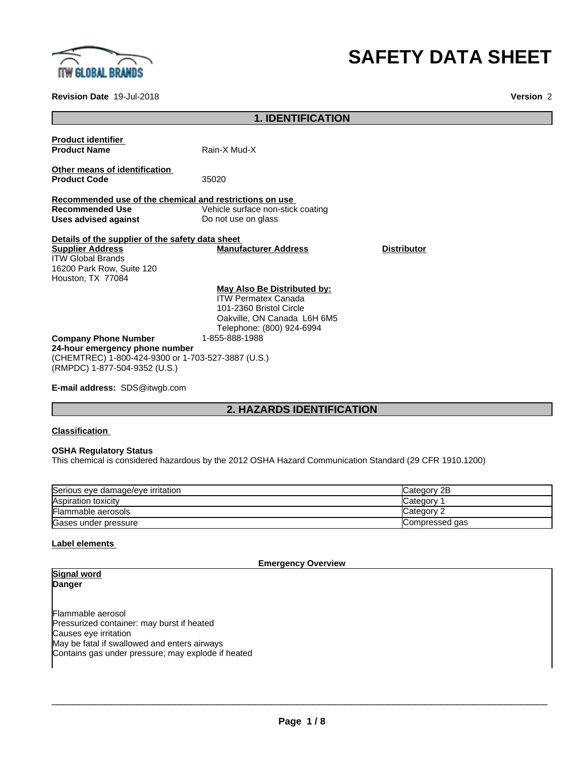# SAFETY DATA SHEET

**Revision Date** 19-Jul-2018 **Version** 2

## 1. IDENTIFICATION

**Product identifier**

**Product Name** Rain-X Mud-X

**Other means of identification**

**Product Code** 35020

**Recommended use of the chemical and restrictions on use**

**Recommended Use** Vehicle surface non-stick coating

**Uses advised against** Do not use on glass

**Details of the supplier of the safety data sheet**

**Supplier Address**
ITW Global Brands
16200 Park Row, Suite 120
Houston, TX 77084

**Manufacturer Address**

**Distributor**

**May Also Be Distributed by:**
ITW Permatex Canada
101-2360 Bristol Circle
Oakville, ON Canada L6H 6M5
Telephone: (800) 924-6994

**Company Phone Number** 1-855-888-1988

**24-hour emergency phone number**
(CHEMTREC) 1-800-424-9300 or 1-703-527-3887 (U.S.)
(RMPDC) 1-877-504-9352 (U.S.)

**E-mail address:** SDS@itwgb.com

## 2. HAZARDS IDENTIFICATION

**Classification**

**OSHA Regulatory Status**
This chemical is considered hazardous by the 2012 OSHA Hazard Communication Standard (29 CFR 1910.1200)

| | |
|---|---|
| Serious eye damage/eye irritation | Category 2B |
| Aspiration toxicity | Category 1 |
| Flammable aerosols | Category 2 |
| Gases under pressure | Compressed gas |

**Label elements**

**Emergency Overview**

**Signal word**
**Danger**

Flammable aerosol
Pressurized container: may burst if heated
Causes eye irritation
May be fatal if swallowed and enters airways
Contains gas under pressure; may explode if heated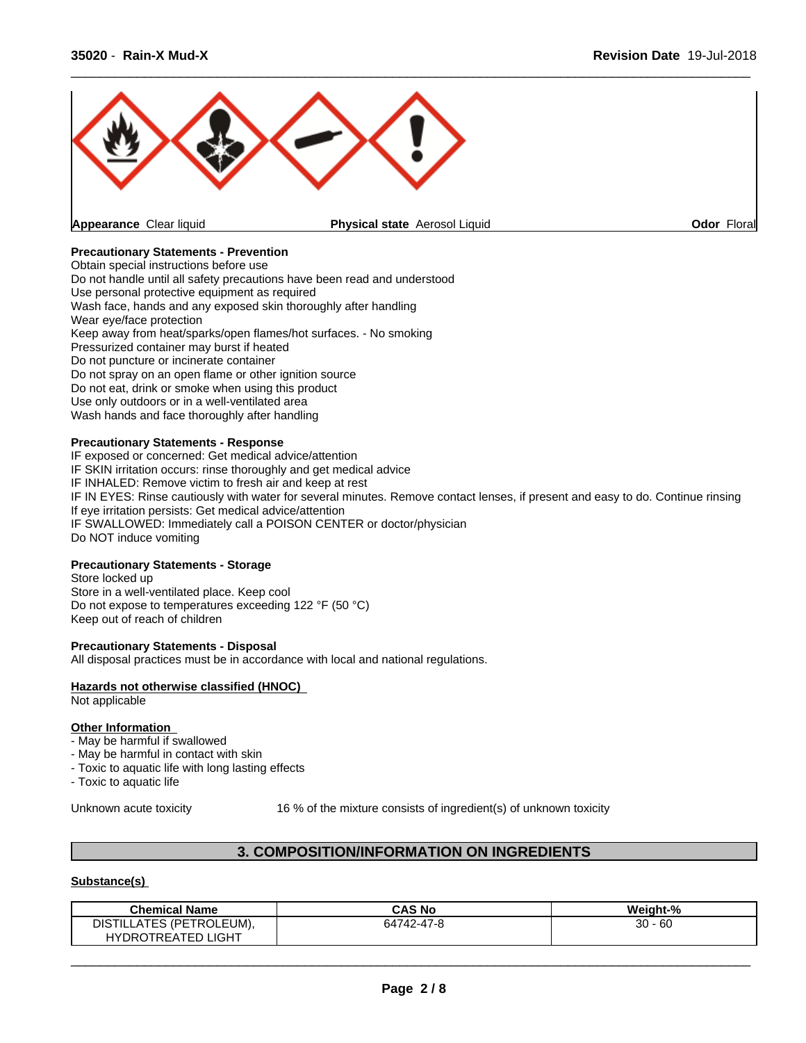| Appearance Clear liquid | Physical state Aerosol Liquid | Odor Floral |
|---|---|---|

**Precautionary Statements - Prevention**
Obtain special instructions before use
Do not handle until all safety precautions have been read and understood
Use personal protective equipment as required
Wash face, hands and any exposed skin thoroughly after handling
Wear eye/face protection
Keep away from heat/sparks/open flames/hot surfaces. - No smoking
Pressurized container may burst if heated
Do not puncture or incinerate container
Do not spray on an open flame or other ignition source
Do not eat, drink or smoke when using this product
Use only outdoors or in a well-ventilated area
Wash hands and face thoroughly after handling

**Precautionary Statements - Response**
IF exposed or concerned: Get medical advice/attention
IF SKIN irritation occurs: rinse thoroughly and get medical advice
IF INHALED: Remove victim to fresh air and keep at rest
IF IN EYES: Rinse cautiously with water for several minutes. Remove contact lenses, if present and easy to do. Continue rinsing
If eye irritation persists: Get medical advice/attention
IF SWALLOWED: Immediately call a POISON CENTER or doctor/physician
Do NOT induce vomiting

**Precautionary Statements - Storage**
Store locked up
Store in a well-ventilated place. Keep cool
Do not expose to temperatures exceeding 122 °F (50 °C)
Keep out of reach of children

**Precautionary Statements - Disposal**
All disposal practices must be in accordance with local and national regulations.

**Hazards not otherwise classified (HNOC)**
Not applicable

**Other Information**
- May be harmful if swallowed
- May be harmful in contact with skin
- Toxic to aquatic life with long lasting effects
- Toxic to aquatic life

Unknown acute toxicity 16 % of the mixture consists of ingredient(s) of unknown toxicity

## 3. COMPOSITION/INFORMATION ON INGREDIENTS

**Substance(s)**

| Chemical Name | CAS No | Weight-% |
|---|---|---|
| DISTILLATES (PETROLEUM), HYDROTREATED LIGHT | 64742-47-8 | 30 - 60 |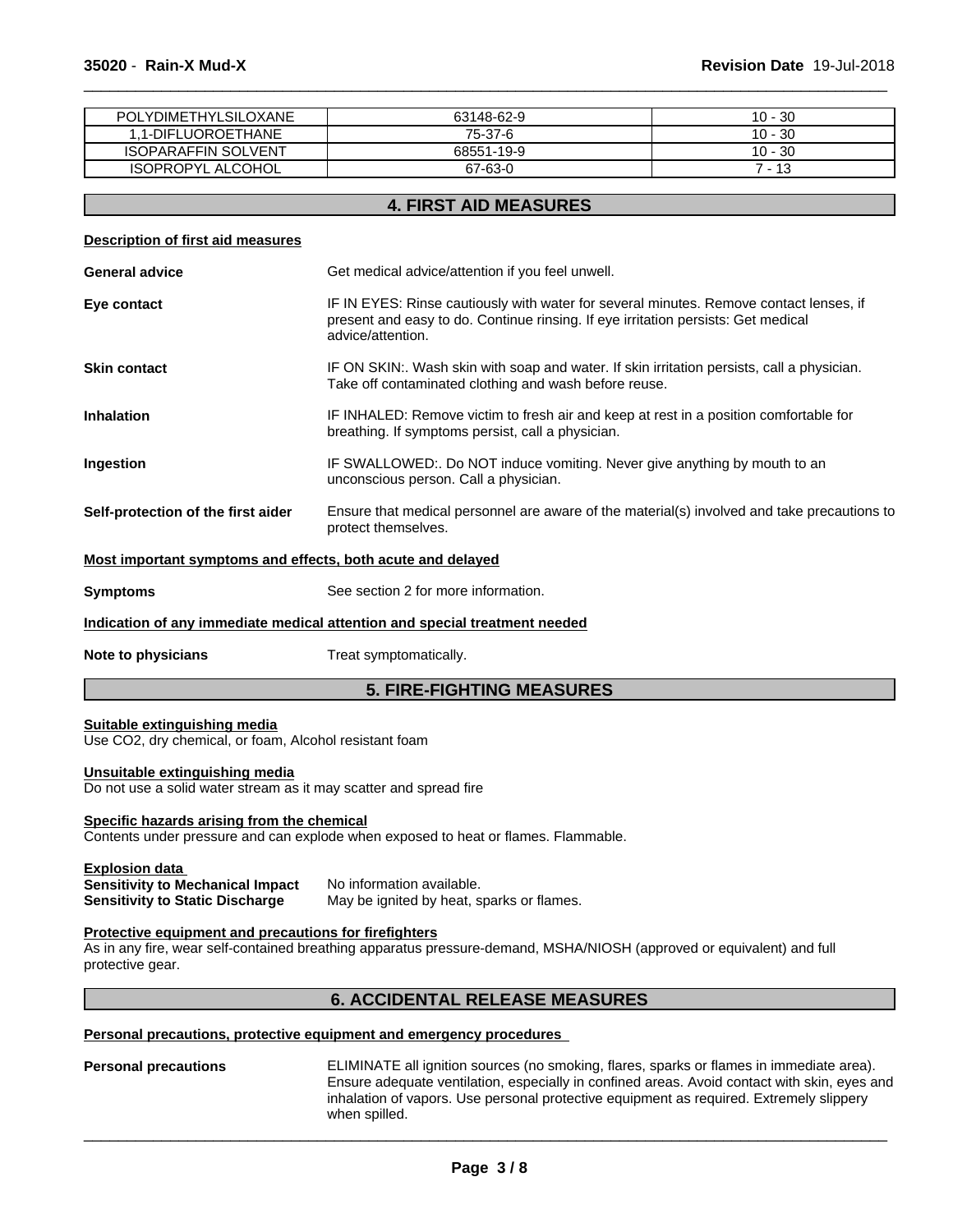| | | |
|---|---|---|
| POLYDIMETHYLSILOXANE | 63148-62-9 | 10 - 30 |
| 1,1-DIFLUOROETHANE | 75-37-6 | 10 - 30 |
| ISOPARAFFIN SOLVENT | 68551-19-9 | 10 - 30 |
| ISOPROPYL ALCOHOL | 67-63-0 | 7 - 13 |

## 4. FIRST AID MEASURES

**Description of first aid measures**

**General advice** Get medical advice/attention if you feel unwell.

**Eye contact** IF IN EYES: Rinse cautiously with water for several minutes. Remove contact lenses, if present and easy to do. Continue rinsing. If eye irritation persists: Get medical advice/attention.

**Skin contact** IF ON SKIN:. Wash skin with soap and water. If skin irritation persists, call a physician. Take off contaminated clothing and wash before reuse.

**Inhalation** IF INHALED: Remove victim to fresh air and keep at rest in a position comfortable for breathing. If symptoms persist, call a physician.

**Ingestion** IF SWALLOWED:. Do NOT induce vomiting. Never give anything by mouth to an unconscious person. Call a physician.

**Self-protection of the first aider** Ensure that medical personnel are aware of the material(s) involved and take precautions to protect themselves.

**Most important symptoms and effects, both acute and delayed**

**Symptoms** See section 2 for more information.

**Indication of any immediate medical attention and special treatment needed**

**Note to physicians** Treat symptomatically.

## 5. FIRE-FIGHTING MEASURES

**Suitable extinguishing media**

Use CO2, dry chemical, or foam, Alcohol resistant foam

**Unsuitable extinguishing media**

Do not use a solid water stream as it may scatter and spread fire

**Specific hazards arising from the chemical**

Contents under pressure and can explode when exposed to heat or flames. Flammable.

**Explosion data**

**Sensitivity to Mechanical Impact** No information available.

**Sensitivity to Static Discharge** May be ignited by heat, sparks or flames.

**Protective equipment and precautions for firefighters**

As in any fire, wear self-contained breathing apparatus pressure-demand, MSHA/NIOSH (approved or equivalent) and full protective gear.

## 6. ACCIDENTAL RELEASE MEASURES

**Personal precautions, protective equipment and emergency procedures**

**Personal precautions** ELIMINATE all ignition sources (no smoking, flares, sparks or flames in immediate area). Ensure adequate ventilation, especially in confined areas. Avoid contact with skin, eyes and inhalation of vapors. Use personal protective equipment as required. Extremely slippery when spilled.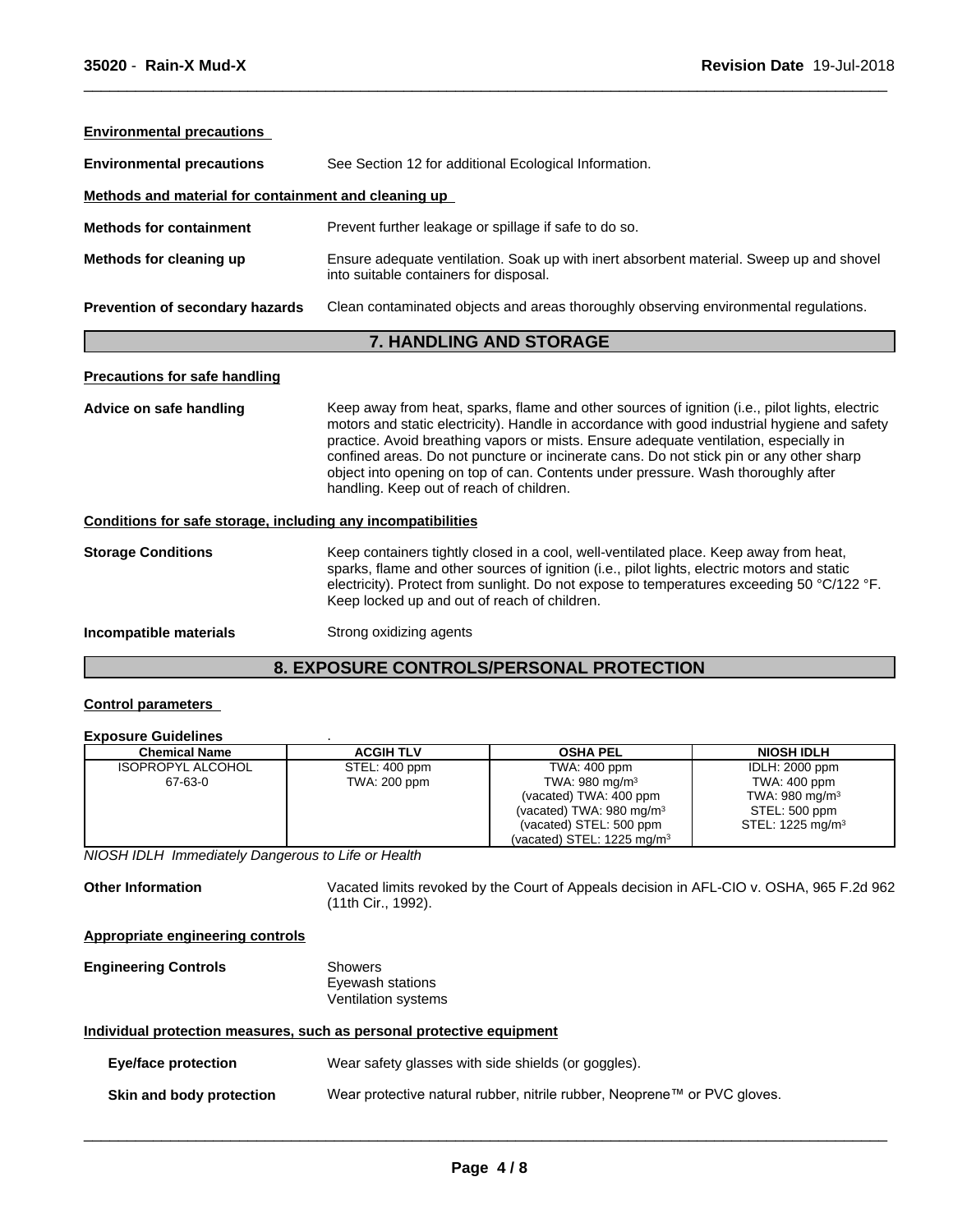**Environmental precautions**

**Environmental precautions** See Section 12 for additional Ecological Information.

**Methods and material for containment and cleaning up**

**Methods for containment** Prevent further leakage or spillage if safe to do so.

**Methods for cleaning up** Ensure adequate ventilation. Soak up with inert absorbent material. Sweep up and shovel into suitable containers for disposal.

**Prevention of secondary hazards** Clean contaminated objects and areas thoroughly observing environmental regulations.

## 7. HANDLING AND STORAGE

**Precautions for safe handling**

**Advice on safe handling** Keep away from heat, sparks, flame and other sources of ignition (i.e., pilot lights, electric motors and static electricity). Handle in accordance with good industrial hygiene and safety practice. Avoid breathing vapors or mists. Ensure adequate ventilation, especially in confined areas. Do not puncture or incinerate cans. Do not stick pin or any other sharp object into opening on top of can. Contents under pressure. Wash thoroughly after handling. Keep out of reach of children.

**Conditions for safe storage, including any incompatibilities**

**Storage Conditions** Keep containers tightly closed in a cool, well-ventilated place. Keep away from heat, sparks, flame and other sources of ignition (i.e., pilot lights, electric motors and static electricity). Protect from sunlight. Do not expose to temperatures exceeding 50 °C/122 °F. Keep locked up and out of reach of children.

**Incompatible materials** Strong oxidizing agents

## 8. EXPOSURE CONTROLS/PERSONAL PROTECTION

**Control parameters**

**Exposure Guidelines** .

| Chemical Name | ACGIH TLV | OSHA PEL | NIOSH IDLH |
|---|---|---|---|
| ISOPROPYL ALCOHOL 67-63-0 | STEL: 400 ppm TWA: 200 ppm | TWA: 400 ppm TWA: 980 mg/m³ (vacated) TWA: 400 ppm (vacated) TWA: 980 mg/m³ (vacated) STEL: 500 ppm (vacated) STEL: 1225 mg/m³ | IDLH: 2000 ppm TWA: 400 ppm TWA: 980 mg/m³ STEL: 500 ppm STEL: 1225 mg/m³ |

*NIOSH IDLH Immediately Dangerous to Life or Health*

**Other Information** Vacated limits revoked by the Court of Appeals decision in AFL-CIO v. OSHA, 965 F.2d 962 (11th Cir., 1992).

**Appropriate engineering controls**

**Engineering Controls** Showers
Eyewash stations
Ventilation systems

**Individual protection measures, such as personal protective equipment**

**Eye/face protection** Wear safety glasses with side shields (or goggles).

**Skin and body protection** Wear protective natural rubber, nitrile rubber, Neoprene™ or PVC gloves.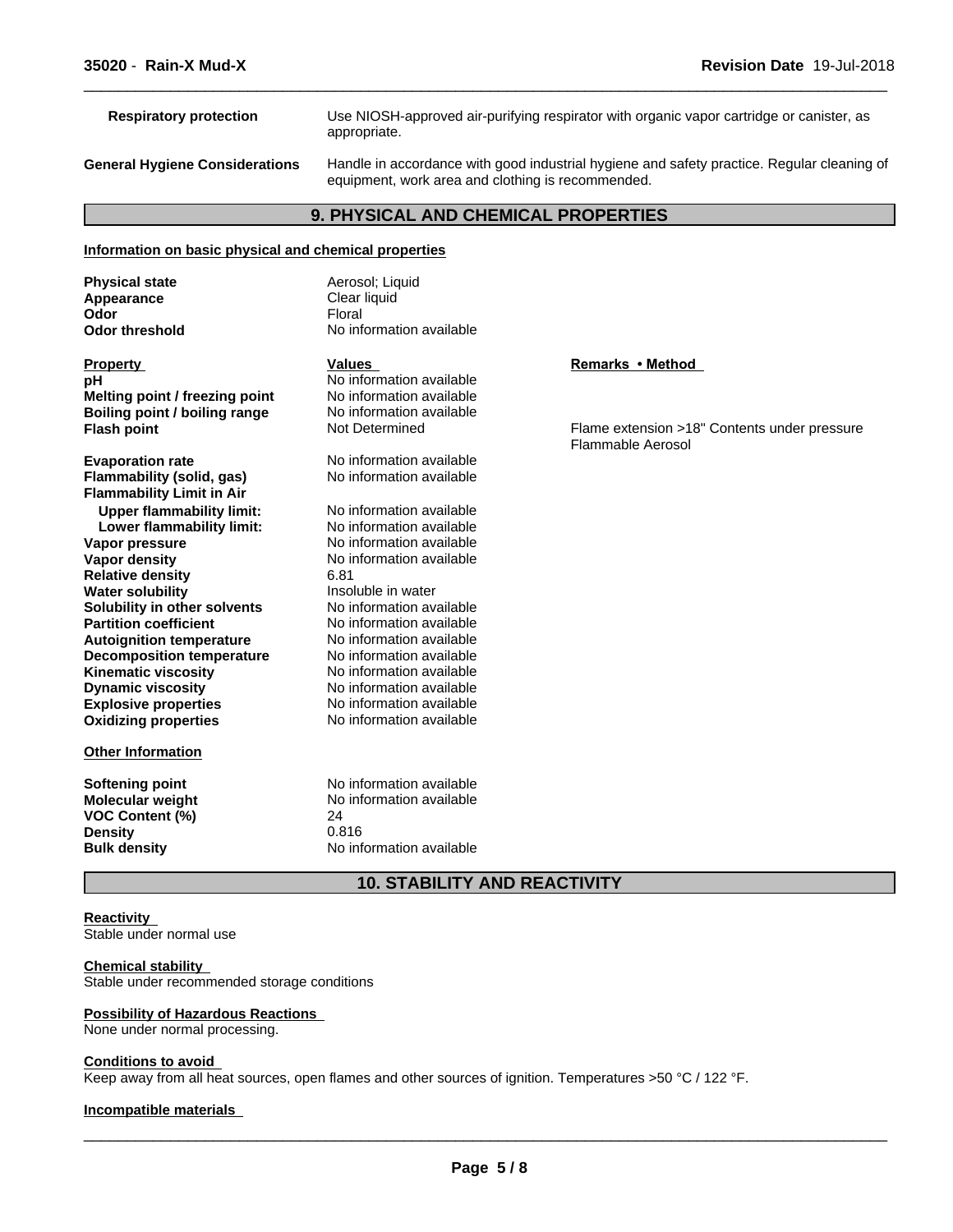| | |
|---|---|
| **Respiratory protection** | Use NIOSH-approved air-purifying respirator with organic vapor cartridge or canister, as appropriate. |
| **General Hygiene Considerations** | Handle in accordance with good industrial hygiene and safety practice. Regular cleaning of equipment, work area and clothing is recommended. |

## 9. PHYSICAL AND CHEMICAL PROPERTIES

**Information on basic physical and chemical properties**

| | |
|---|---|
| **Physical state** | Aerosol; Liquid |
| **Appearance** | Clear liquid |
| **Odor** | Floral |
| **Odor threshold** | No information available |

| **Property** | **Values** | **Remarks • Method** |
|---|---|---|
| **pH** | No information available | |
| **Melting point / freezing point** | No information available | |
| **Boiling point / boiling range** | No information available | |
| **Flash point** | Not Determined | Flame extension >18" Contents under pressure Flammable Aerosol |
| **Evaporation rate** | No information available | |
| **Flammability (solid, gas)** | No information available | |
| **Flammability Limit in Air** | | |
| **Upper flammability limit:** | No information available | |
| **Lower flammability limit:** | No information available | |
| **Vapor pressure** | No information available | |
| **Vapor density** | No information available | |
| **Relative density** | 6.81 | |
| **Water solubility** | Insoluble in water | |
| **Solubility in other solvents** | No information available | |
| **Partition coefficient** | No information available | |
| **Autoignition temperature** | No information available | |
| **Decomposition temperature** | No information available | |
| **Kinematic viscosity** | No information available | |
| **Dynamic viscosity** | No information available | |
| **Explosive properties** | No information available | |
| **Oxidizing properties** | No information available | |

**Other Information**

| | |
|---|---|
| **Softening point** | No information available |
| **Molecular weight** | No information available |
| **VOC Content (%)** | 24 |
| **Density** | 0.816 |
| **Bulk density** | No information available |

## 10. STABILITY AND REACTIVITY

**Reactivity**
Stable under normal use

**Chemical stability**
Stable under recommended storage conditions

**Possibility of Hazardous Reactions**
None under normal processing.

**Conditions to avoid**
Keep away from all heat sources, open flames and other sources of ignition. Temperatures >50 °C / 122 °F.

**Incompatible materials**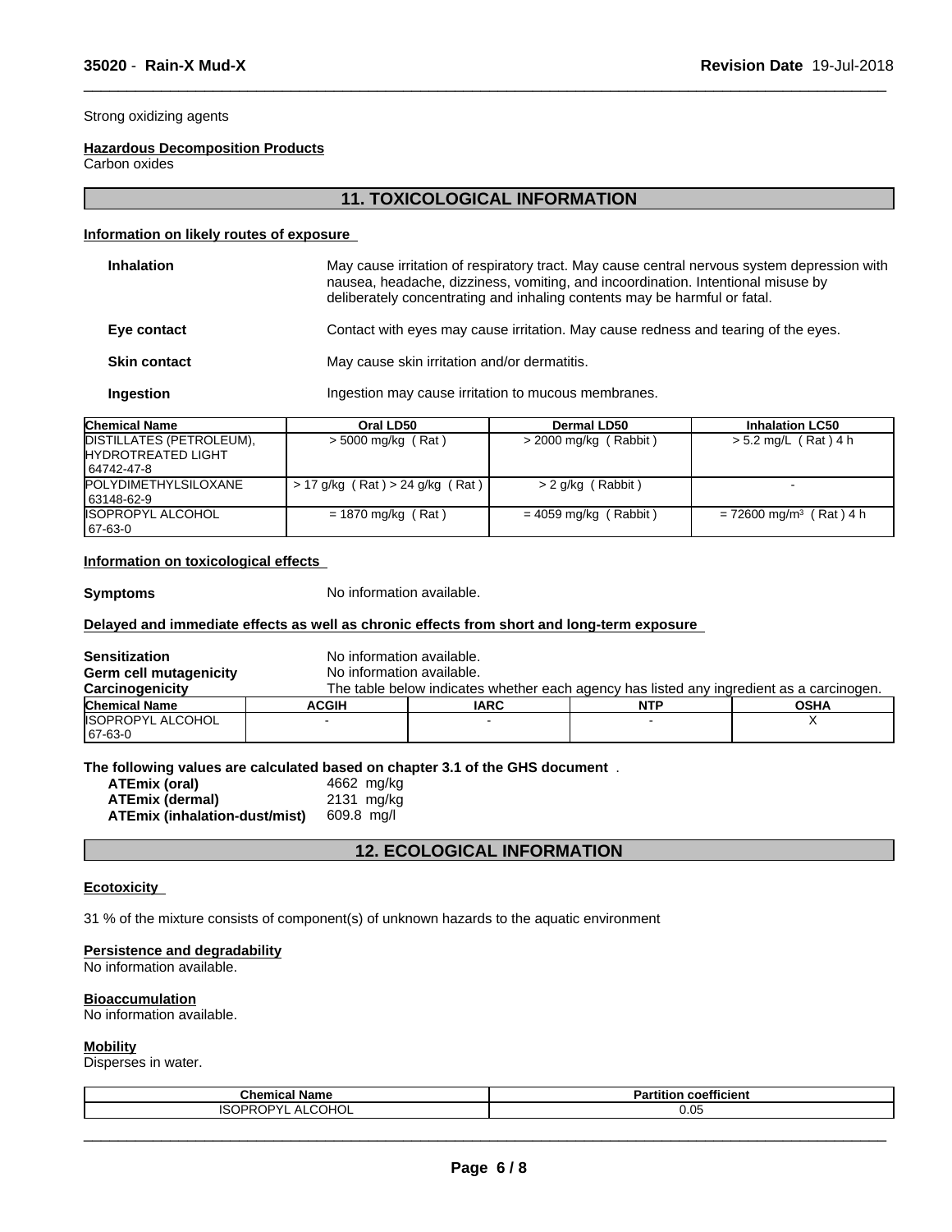Strong oxidizing agents

**Hazardous Decomposition Products**
Carbon oxides

## 11. TOXICOLOGICAL INFORMATION

**Information on likely routes of exposure**

**Inhalation** May cause irritation of respiratory tract. May cause central nervous system depression with nausea, headache, dizziness, vomiting, and incoordination. Intentional misuse by deliberately concentrating and inhaling contents may be harmful or fatal.

**Eye contact** Contact with eyes may cause irritation. May cause redness and tearing of the eyes.

**Skin contact** May cause skin irritation and/or dermatitis.

**Ingestion** Ingestion may cause irritation to mucous membranes.

| Chemical Name | Oral LD50 | Dermal LD50 | Inhalation LC50 |
|---|---|---|---|
| DISTILLATES (PETROLEUM), HYDROTREATED LIGHT 64742-47-8 | > 5000 mg/kg ( Rat ) | > 2000 mg/kg ( Rabbit ) | > 5.2 mg/L ( Rat ) 4 h |
| POLYDIMETHYLSILOXANE 63148-62-9 | > 17 g/kg ( Rat ) > 24 g/kg ( Rat ) | > 2 g/kg ( Rabbit ) | - |
| ISOPROPYL ALCOHOL 67-63-0 | = 1870 mg/kg ( Rat ) | = 4059 mg/kg ( Rabbit ) | = 72600 mg/m$^3$ ( Rat ) 4 h |

**Information on toxicological effects**

**Symptoms** No information available.

**Delayed and immediate effects as well as chronic effects from short and long-term exposure**

**Sensitization** No information available.
**Germ cell mutagenicity** No information available.
**Carcinogenicity** The table below indicates whether each agency has listed any ingredient as a carcinogen.

| Chemical Name | ACGIH | IARC | NTP | OSHA |
|---|---|---|---|---|
| ISOPROPYL ALCOHOL 67-63-0 | - | - | - | X |

**The following values are calculated based on chapter 3.1 of the GHS document** .

**ATEmix (oral)** 4662 mg/kg
**ATEmix (dermal)** 2131 mg/kg
**ATEmix (inhalation-dust/mist)** 609.8 mg/l

## 12. ECOLOGICAL INFORMATION

**Ecotoxicity**

31 % of the mixture consists of component(s) of unknown hazards to the aquatic environment

**Persistence and degradability**
No information available.

**Bioaccumulation**
No information available.

**Mobility**
Disperses in water.

| Chemical Name | Partition coefficient |
|---|---|
| ISOPROPYL ALCOHOL | 0.05 |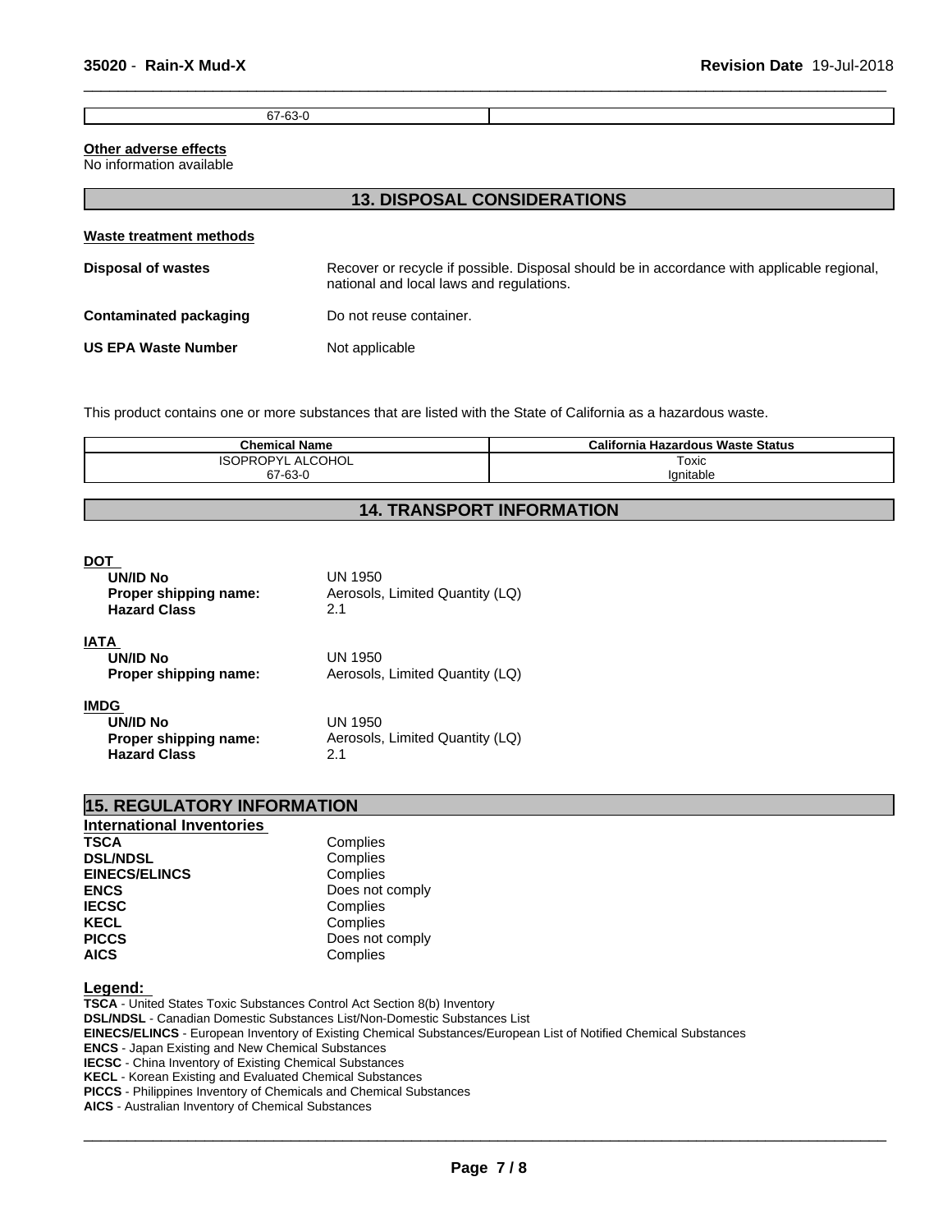| | |
|---|---|
| 67-63-0 | |

**Other adverse effects**
No information available

## 13. DISPOSAL CONSIDERATIONS

**Waste treatment methods**

| | |
|---|---|
| **Disposal of wastes** | Recover or recycle if possible. Disposal should be in accordance with applicable regional, national and local laws and regulations. |
| **Contaminated packaging** | Do not reuse container. |
| **US EPA Waste Number** | Not applicable |

This product contains one or more substances that are listed with the State of California as a hazardous waste.

| Chemical Name | California Hazardous Waste Status |
|---|---|
| ISOPROPYL ALCOHOL 67-63-0 | Toxic Ignitable |

## 14. TRANSPORT INFORMATION

**DOT**

| | |
|---|---|
| **UN/ID No** | UN 1950 |
| **Proper shipping name:** | Aerosols, Limited Quantity (LQ) |
| **Hazard Class** | 2.1 |

**IATA**

| | |
|---|---|
| **UN/ID No** | UN 1950 |
| **Proper shipping name:** | Aerosols, Limited Quantity (LQ) |

**IMDG**

| | |
|---|---|
| **UN/ID No** | UN 1950 |
| **Proper shipping name:** | Aerosols, Limited Quantity (LQ) |
| **Hazard Class** | 2.1 |

## 15. REGULATORY INFORMATION

**International Inventories**

| | |
|---|---|
| **TSCA** | Complies |
| **DSL/NDSL** | Complies |
| **EINECS/ELINCS** | Complies |
| **ENCS** | Does not comply |
| **IECSC** | Complies |
| **KECL** | Complies |
| **PICCS** | Does not comply |
| **AICS** | Complies |

**Legend:**
**TSCA** - United States Toxic Substances Control Act Section 8(b) Inventory
**DSL/NDSL** - Canadian Domestic Substances List/Non-Domestic Substances List
**EINECS/ELINCS** - European Inventory of Existing Chemical Substances/European List of Notified Chemical Substances
**ENCS** - Japan Existing and New Chemical Substances
**IECSC** - China Inventory of Existing Chemical Substances
**KECL** - Korean Existing and Evaluated Chemical Substances
**PICCS** - Philippines Inventory of Chemicals and Chemical Substances
**AICS** - Australian Inventory of Chemical Substances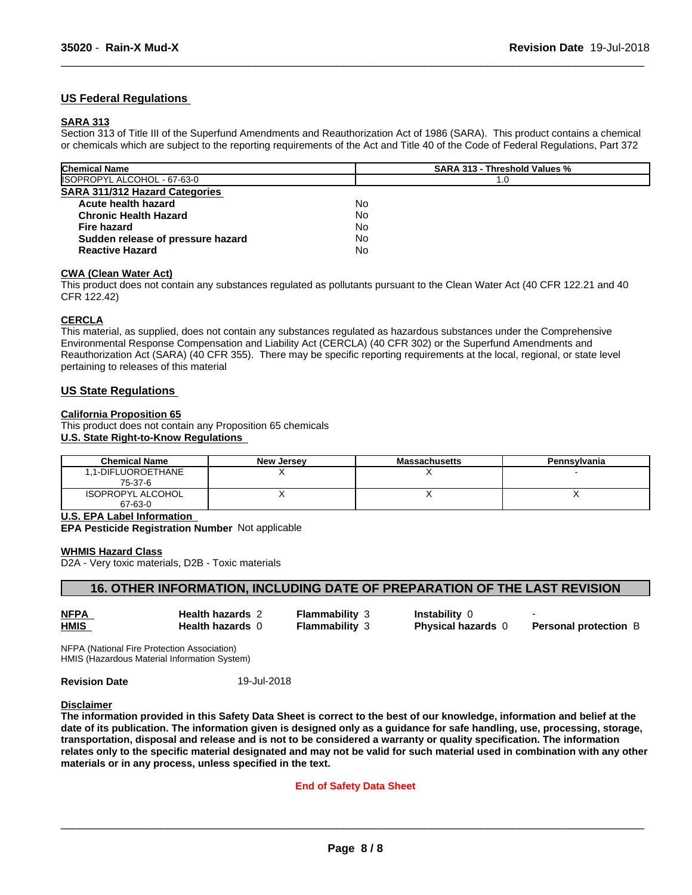## US Federal Regulations

**SARA 313**

Section 313 of Title III of the Superfund Amendments and Reauthorization Act of 1986 (SARA). This product contains a chemical or chemicals which are subject to the reporting requirements of the Act and Title 40 of the Code of Federal Regulations, Part 372

| Chemical Name | SARA 313 - Threshold Values % |
|---|---|
| ISOPROPYL ALCOHOL - 67-63-0 | 1.0 |

**SARA 311/312 Hazard Categories**

| | |
|---|---|
| **Acute health hazard** | No |
| **Chronic Health Hazard** | No |
| **Fire hazard** | No |
| **Sudden release of pressure hazard** | No |
| **Reactive Hazard** | No |

**CWA (Clean Water Act)**

This product does not contain any substances regulated as pollutants pursuant to the Clean Water Act (40 CFR 122.21 and 40 CFR 122.42)

**CERCLA**

This material, as supplied, does not contain any substances regulated as hazardous substances under the Comprehensive Environmental Response Compensation and Liability Act (CERCLA) (40 CFR 302) or the Superfund Amendments and Reauthorization Act (SARA) (40 CFR 355). There may be specific reporting requirements at the local, regional, or state level pertaining to releases of this material

## US State Regulations

**California Proposition 65**

This product does not contain any Proposition 65 chemicals

**U.S. State Right-to-Know Regulations**

| Chemical Name | New Jersey | Massachusetts | Pennsylvania |
|---|---|---|---|
| 1,1-DIFLUOROETHANE 75-37-6 | X | X | - |
| ISOPROPYL ALCOHOL 67-63-0 | X | X | X |

**U.S. EPA Label Information**

**EPA Pesticide Registration Number** Not applicable

**WHMIS Hazard Class**

D2A - Very toxic materials, D2B - Toxic materials

## 16. OTHER INFORMATION, INCLUDING DATE OF PREPARATION OF THE LAST REVISION

| | | | | |
|---|---|---|---|---|
| **NFPA** | **Health hazards** 2 | **Flammability** 3 | **Instability** 0 | - |
| **HMIS** | **Health hazards** 0 | **Flammability** 3 | **Physical hazards** 0 | **Personal protection** B |

NFPA (National Fire Protection Association)
HMIS (Hazardous Material Information System)

**Revision Date** 19-Jul-2018

**Disclaimer**

**The information provided in this Safety Data Sheet is correct to the best of our knowledge, information and belief at the date of its publication. The information given is designed only as a guidance for safe handling, use, processing, storage, transportation, disposal and release and is not to be considered a warranty or quality specification. The information relates only to the specific material designated and may not be valid for such material used in combination with any other materials or in any process, unless specified in the text.**

**End of Safety Data Sheet**